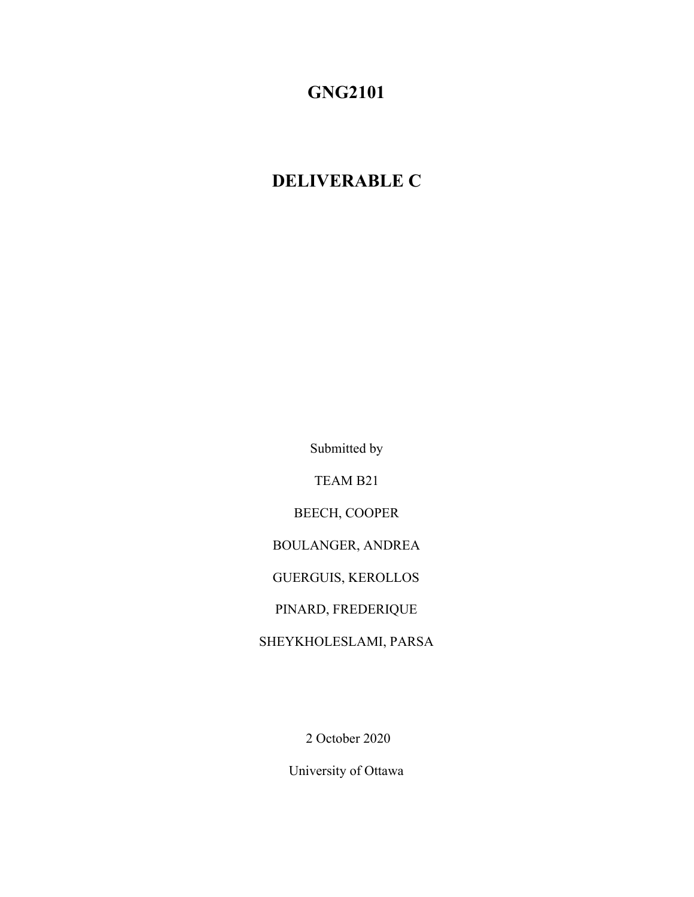# GNG2101

# DELIVERABLE C

Submitted by

TEAM B21

BEECH, COOPER

BOULANGER, ANDREA

GUERGUIS, KEROLLOS

PINARD, FREDERIQUE

SHEYKHOLESLAMI, PARSA

2 October 2020

University of Ottawa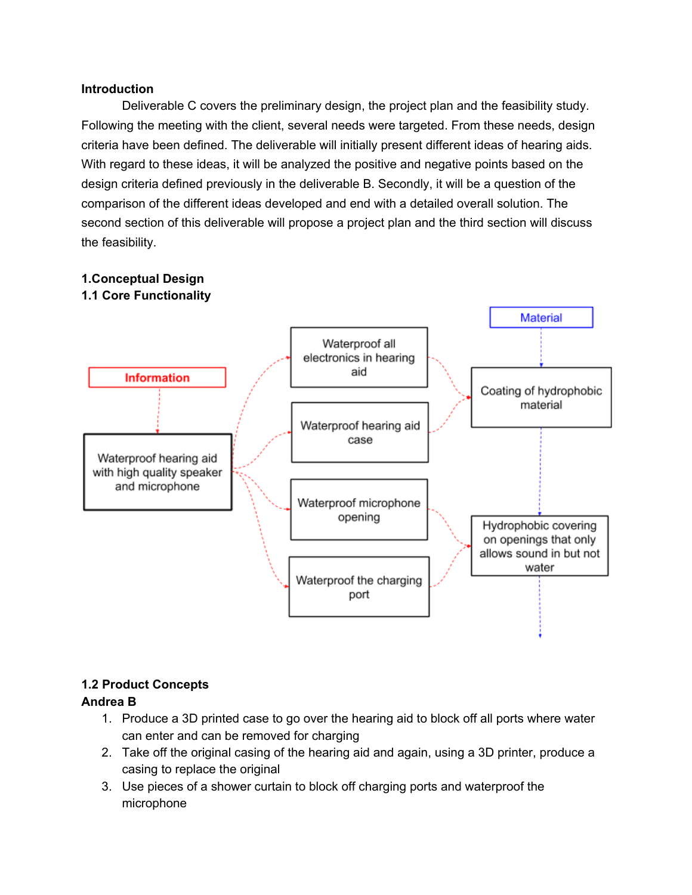**Introduction**

Deliverable C covers the preliminary design, the project plan and the feasibility study. Following the meeting with the client, several needs were targeted. From these needs, design criteria have been defined. The deliverable will initially present different ideas of hearing aids. With regard to these ideas, it will be analyzed the positive and negative points based on the design criteria defined previously in the deliverable B. Secondly, it will be a question of the comparison of the different ideas developed and end with a detailed overall solution. The second section of this deliverable will propose a project plan and the third section will discuss the feasibility.

## 1.Conceptual Design

### 1.1 Core Functionality

Information

Waterproof hearing aid with high quality speaker and microphone

Waterproof all electronics in hearing aid

Waterproof hearing aid case

Waterproof microphone opening

Waterproof the charging port

Material

Coating of hydrophobic material

Hydrophobic covering on openings that only allows sound in but not water

### 1.2 Product Concepts

**Andrea B**

1. Produce a 3D printed case to go over the hearing aid to block off all ports where water can enter and can be removed for charging
2. Take off the original casing of the hearing aid and again, using a 3D printer, produce a casing to replace the original
3. Use pieces of a shower curtain to block off charging ports and waterproof the microphone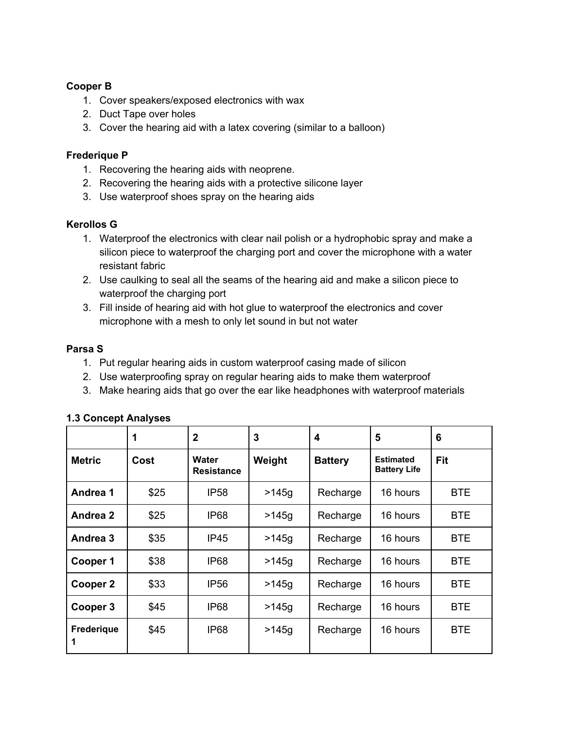**Cooper B**

1. Cover speakers/exposed electronics with wax
2. Duct Tape over holes
3. Cover the hearing aid with a latex covering (similar to a balloon)

**Frederique P**

1. Recovering the hearing aids with neoprene.
2. Recovering the hearing aids with a protective silicone layer
3. Use waterproof shoes spray on the hearing aids

**Kerollos G**

1. Waterproof the electronics with clear nail polish or a hydrophobic spray and make a silicon piece to waterproof the charging port and cover the microphone with a water resistant fabric
2. Use caulking to seal all the seams of the hearing aid and make a silicon piece to waterproof the charging port
3. Fill inside of hearing aid with hot glue to waterproof the electronics and cover microphone with a mesh to only let sound in but not water

**Parsa S**

1. Put regular hearing aids in custom waterproof casing made of silicon
2. Use waterproofing spray on regular hearing aids to make them waterproof
3. Make hearing aids that go over the ear like headphones with waterproof materials

**1.3 Concept Analyses**

| | 1 | 2 | 3 | 4 | 5 | 6 |
|---|---|---|---|---|---|---|
| **Metric** | **Cost** | **Water Resistance** | **Weight** | **Battery** | **Estimated Battery Life** | **Fit** |
| **Andrea 1** | $25 | IP58 | >145g | Recharge | 16 hours | BTE |
| **Andrea 2** | $25 | IP68 | >145g | Recharge | 16 hours | BTE |
| **Andrea 3** | $35 | IP45 | >145g | Recharge | 16 hours | BTE |
| **Cooper 1** | $38 | IP68 | >145g | Recharge | 16 hours | BTE |
| **Cooper 2** | $33 | IP56 | >145g | Recharge | 16 hours | BTE |
| **Cooper 3** | $45 | IP68 | >145g | Recharge | 16 hours | BTE |
| **Frederique 1** | $45 | IP68 | >145g | Recharge | 16 hours | BTE |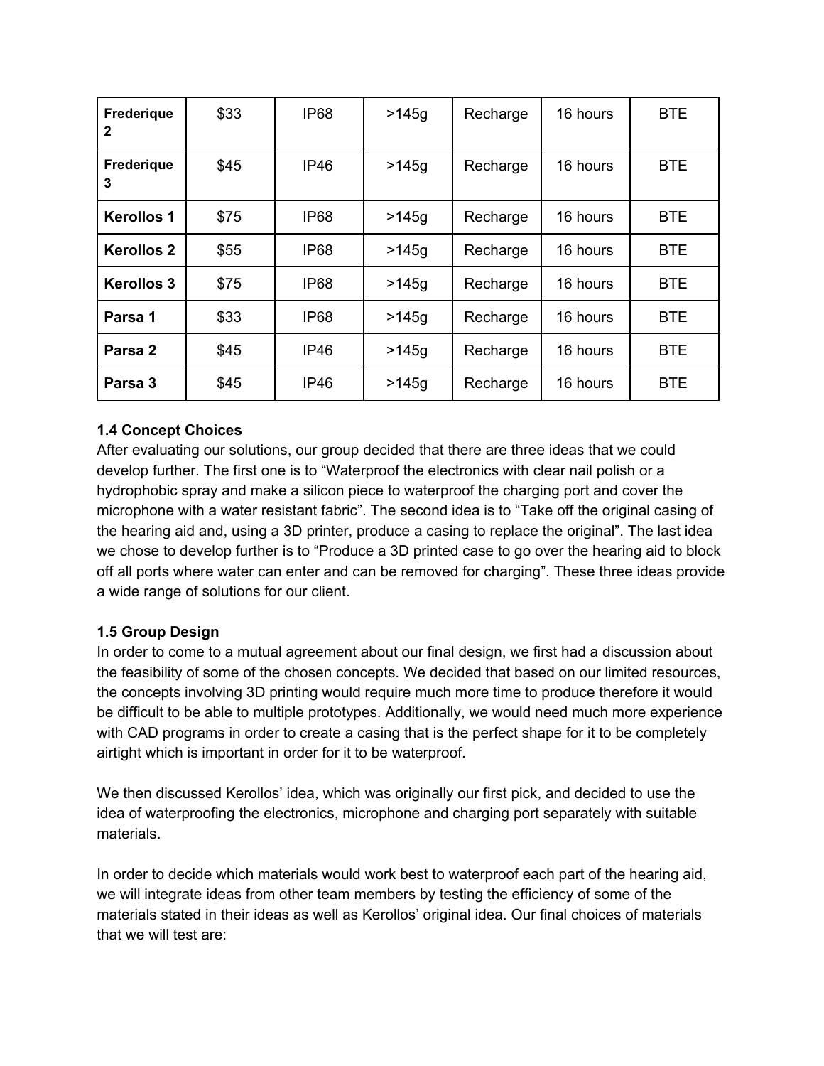| | | | | | | |
|---|---|---|---|---|---|---|
| **Frederique 2** | $33 | IP68 | >145g | Recharge | 16 hours | BTE |
| **Frederique 3** | $45 | IP46 | >145g | Recharge | 16 hours | BTE |
| **Kerollos 1** | $75 | IP68 | >145g | Recharge | 16 hours | BTE |
| **Kerollos 2** | $55 | IP68 | >145g | Recharge | 16 hours | BTE |
| **Kerollos 3** | $75 | IP68 | >145g | Recharge | 16 hours | BTE |
| **Parsa 1** | $33 | IP68 | >145g | Recharge | 16 hours | BTE |
| **Parsa 2** | $45 | IP46 | >145g | Recharge | 16 hours | BTE |
| **Parsa 3** | $45 | IP46 | >145g | Recharge | 16 hours | BTE |

**1.4 Concept Choices**

After evaluating our solutions, our group decided that there are three ideas that we could develop further. The first one is to "Waterproof the electronics with clear nail polish or a hydrophobic spray and make a silicon piece to waterproof the charging port and cover the microphone with a water resistant fabric". The second idea is to "Take off the original casing of the hearing aid and, using a 3D printer, produce a casing to replace the original". The last idea we chose to develop further is to "Produce a 3D printed case to go over the hearing aid to block off all ports where water can enter and can be removed for charging". These three ideas provide a wide range of solutions for our client.

**1.5 Group Design**

In order to come to a mutual agreement about our final design, we first had a discussion about the feasibility of some of the chosen concepts. We decided that based on our limited resources, the concepts involving 3D printing would require much more time to produce therefore it would be difficult to be able to multiple prototypes. Additionally, we would need much more experience with CAD programs in order to create a casing that is the perfect shape for it to be completely airtight which is important in order for it to be waterproof.

We then discussed Kerollos' idea, which was originally our first pick, and decided to use the idea of waterproofing the electronics, microphone and charging port separately with suitable materials.

In order to decide which materials would work best to waterproof each part of the hearing aid, we will integrate ideas from other team members by testing the efficiency of some of the materials stated in their ideas as well as Kerollos' original idea. Our final choices of materials that we will test are: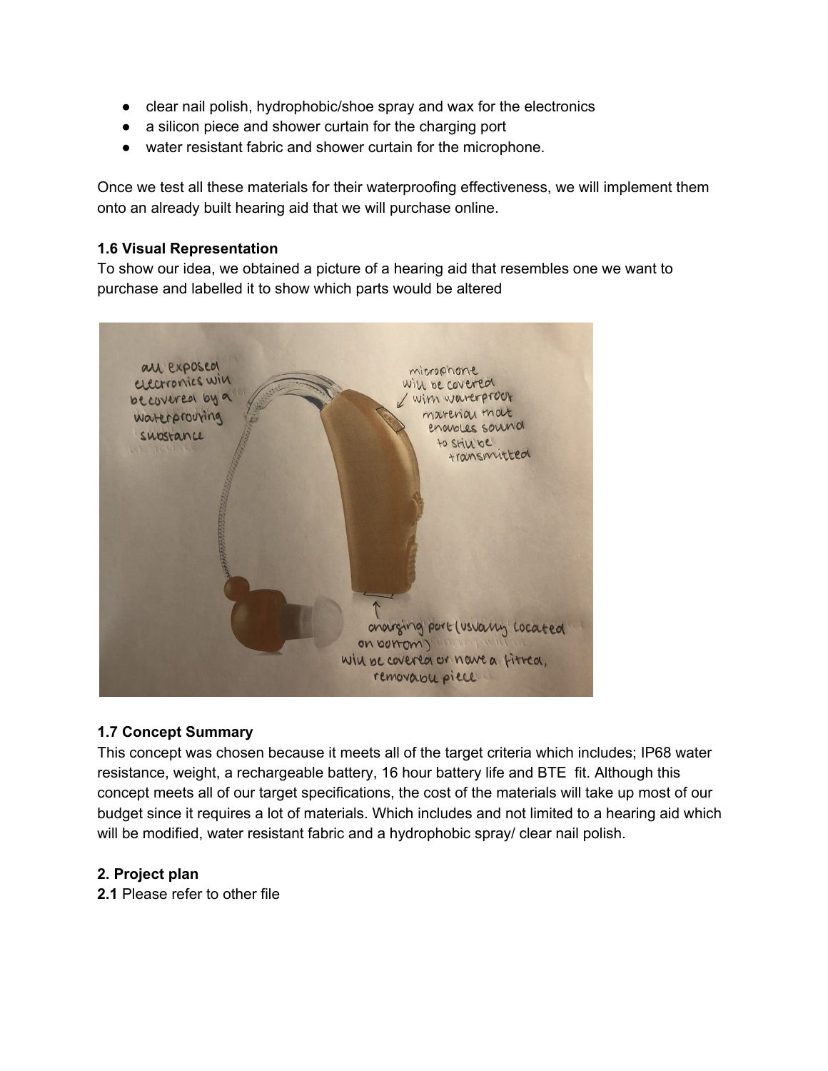- clear nail polish, hydrophobic/shoe spray and wax for the electronics
- a silicon piece and shower curtain for the charging port
- water resistant fabric and shower curtain for the microphone.

Once we test all these materials for their waterproofing effectiveness, we will implement them onto an already built hearing aid that we will purchase online.

**1.6 Visual Representation**

To show our idea, we obtained a picture of a hearing aid that resembles one we want to purchase and labelled it to show which parts would be altered

**1.7 Concept Summary**

This concept was chosen because it meets all of the target criteria which includes; IP68 water resistance, weight, a rechargeable battery, 16 hour battery life and BTE fit. Although this concept meets all of our target specifications, the cost of the materials will take up most of our budget since it requires a lot of materials. Which includes and not limited to a hearing aid which will be modified, water resistant fabric and a hydrophobic spray/ clear nail polish.

**2. Project plan**

**2.1** Please refer to other file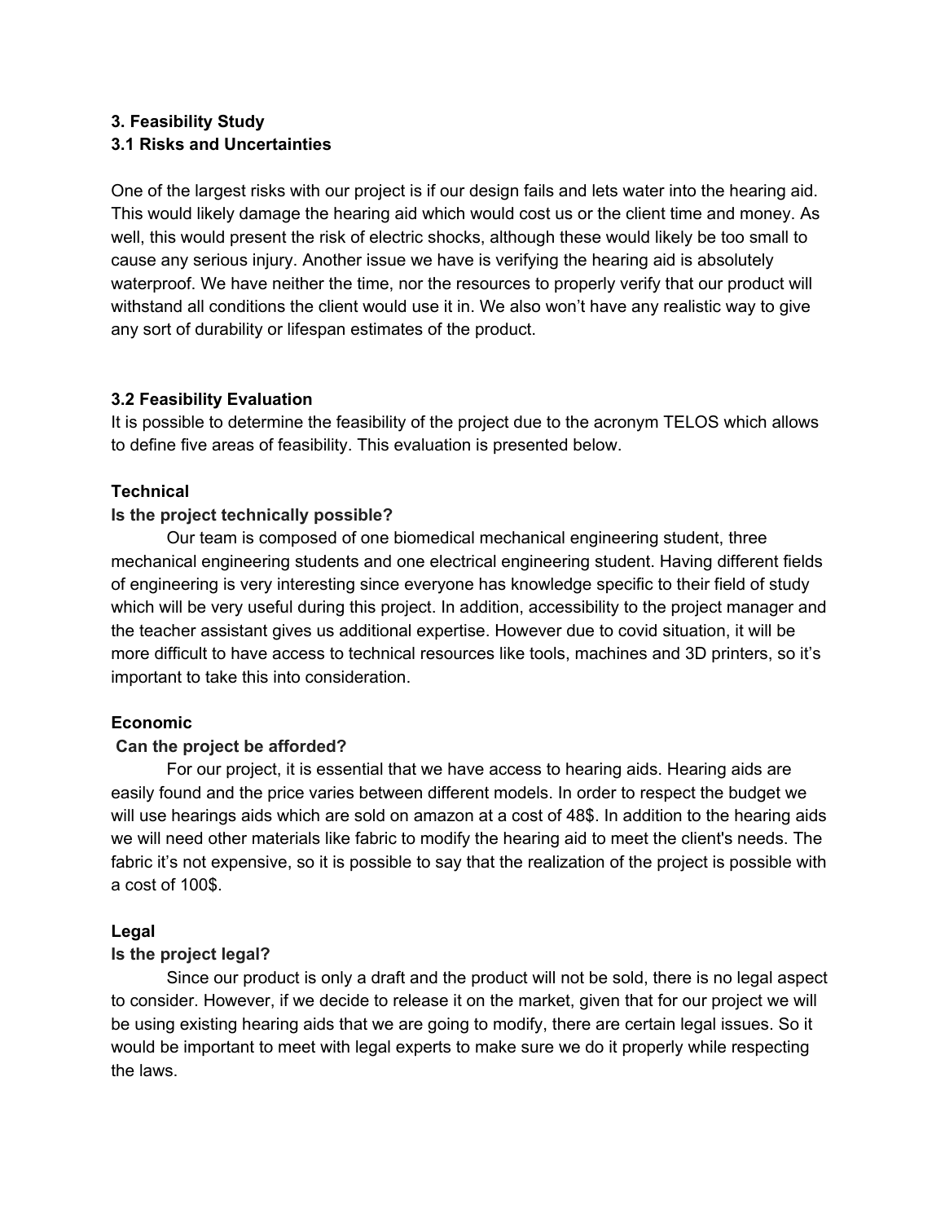## 3. Feasibility Study

### 3.1 Risks and Uncertainties

One of the largest risks with our project is if our design fails and lets water into the hearing aid. This would likely damage the hearing aid which would cost us or the client time and money. As well, this would present the risk of electric shocks, although these would likely be too small to cause any serious injury. Another issue we have is verifying the hearing aid is absolutely waterproof. We have neither the time, nor the resources to properly verify that our product will withstand all conditions the client would use it in. We also won't have any realistic way to give any sort of durability or lifespan estimates of the product.

### 3.2 Feasibility Evaluation

It is possible to determine the feasibility of the project due to the acronym TELOS which allows to define five areas of feasibility. This evaluation is presented below.

**Technical**

**Is the project technically possible?**

Our team is composed of one biomedical mechanical engineering student, three mechanical engineering students and one electrical engineering student. Having different fields of engineering is very interesting since everyone has knowledge specific to their field of study which will be very useful during this project. In addition, accessibility to the project manager and the teacher assistant gives us additional expertise. However due to covid situation, it will be more difficult to have access to technical resources like tools, machines and 3D printers, so it's important to take this into consideration.

**Economic**

**Can the project be afforded?**

For our project, it is essential that we have access to hearing aids. Hearing aids are easily found and the price varies between different models. In order to respect the budget we will use hearings aids which are sold on amazon at a cost of 48$. In addition to the hearing aids we will need other materials like fabric to modify the hearing aid to meet the client's needs. The fabric it's not expensive, so it is possible to say that the realization of the project is possible with a cost of 100$.

**Legal**

**Is the project legal?**

Since our product is only a draft and the product will not be sold, there is no legal aspect to consider. However, if we decide to release it on the market, given that for our project we will be using existing hearing aids that we are going to modify, there are certain legal issues. So it would be important to meet with legal experts to make sure we do it properly while respecting the laws.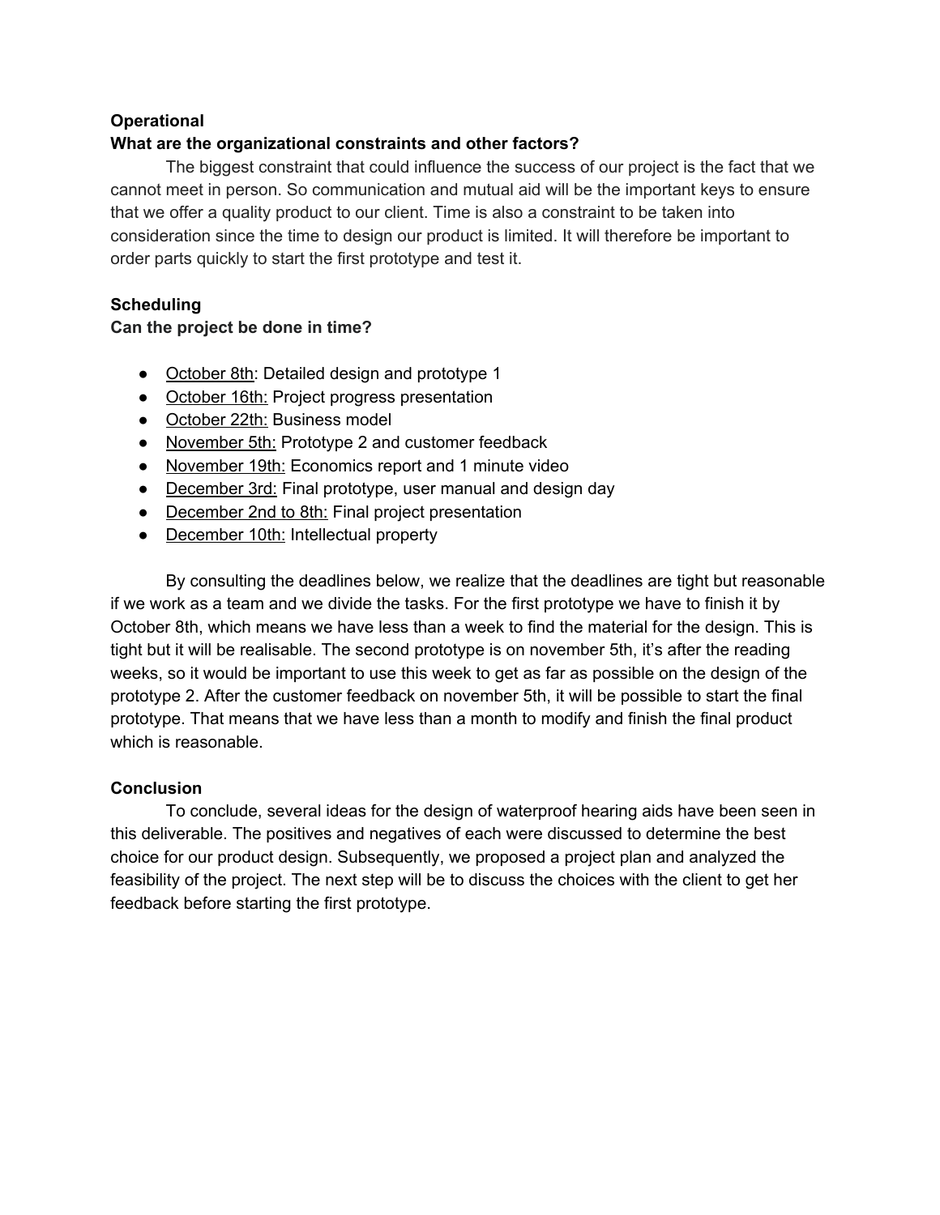**Operational**

**What are the organizational constraints and other factors?**

The biggest constraint that could influence the success of our project is the fact that we cannot meet in person. So communication and mutual aid will be the important keys to ensure that we offer a quality product to our client. Time is also a constraint to be taken into consideration since the time to design our product is limited. It will therefore be important to order parts quickly to start the first prototype and test it.

**Scheduling**

**Can the project be done in time?**

- <u>October 8th</u>: Detailed design and prototype 1
- <u>October 16th:</u> Project progress presentation
- <u>October 22th:</u> Business model
- <u>November 5th:</u> Prototype 2 and customer feedback
- <u>November 19th:</u> Economics report and 1 minute video
- <u>December 3rd:</u> Final prototype, user manual and design day
- <u>December 2nd to 8th:</u> Final project presentation
- <u>December 10th:</u> Intellectual property

By consulting the deadlines below, we realize that the deadlines are tight but reasonable if we work as a team and we divide the tasks. For the first prototype we have to finish it by October 8th, which means we have less than a week to find the material for the design. This is tight but it will be realisable. The second prototype is on november 5th, it's after the reading weeks, so it would be important to use this week to get as far as possible on the design of the prototype 2. After the customer feedback on november 5th, it will be possible to start the final prototype. That means that we have less than a month to modify and finish the final product which is reasonable.

**Conclusion**

To conclude, several ideas for the design of waterproof hearing aids have been seen in this deliverable. The positives and negatives of each were discussed to determine the best choice for our product design. Subsequently, we proposed a project plan and analyzed the feasibility of the project. The next step will be to discuss the choices with the client to get her feedback before starting the first prototype.